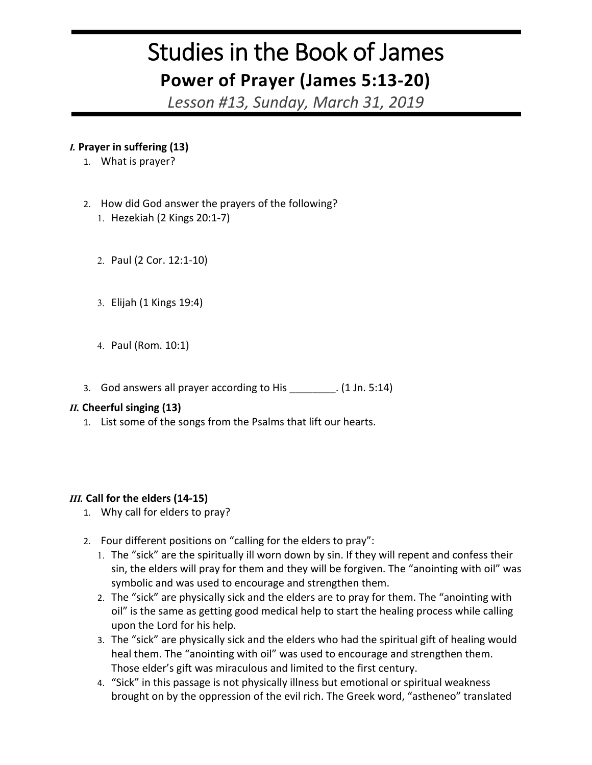# Studies in the Book of James

## Power of Prayer (James 5:13-20)

*Lesson #13, Sunday, March 31, 2019*

***I.*** **Prayer in suffering (13)**

1. What is prayer?

2. How did God answer the prayers of the following?
   1. Hezekiah (2 Kings 20:1-7)

   2. Paul (2 Cor. 12:1-10)

   3. Elijah (1 Kings 19:4)

   4. Paul (Rom. 10:1)

3. God answers all prayer according to His ________. (1 Jn. 5:14)

***II.*** **Cheerful singing (13)**

1. List some of the songs from the Psalms that lift our hearts.

***III.*** **Call for the elders (14-15)**

1. Why call for elders to pray?

2. Four different positions on "calling for the elders to pray":
   1. The "sick" are the spiritually ill worn down by sin. If they will repent and confess their sin, the elders will pray for them and they will be forgiven. The "anointing with oil" was symbolic and was used to encourage and strengthen them.
   2. The "sick" are physically sick and the elders are to pray for them. The "anointing with oil" is the same as getting good medical help to start the healing process while calling upon the Lord for his help.
   3. The "sick" are physically sick and the elders who had the spiritual gift of healing would heal them. The "anointing with oil" was used to encourage and strengthen them. Those elder's gift was miraculous and limited to the first century.
   4. "Sick" in this passage is not physically illness but emotional or spiritual weakness brought on by the oppression of the evil rich. The Greek word, "astheneo" translated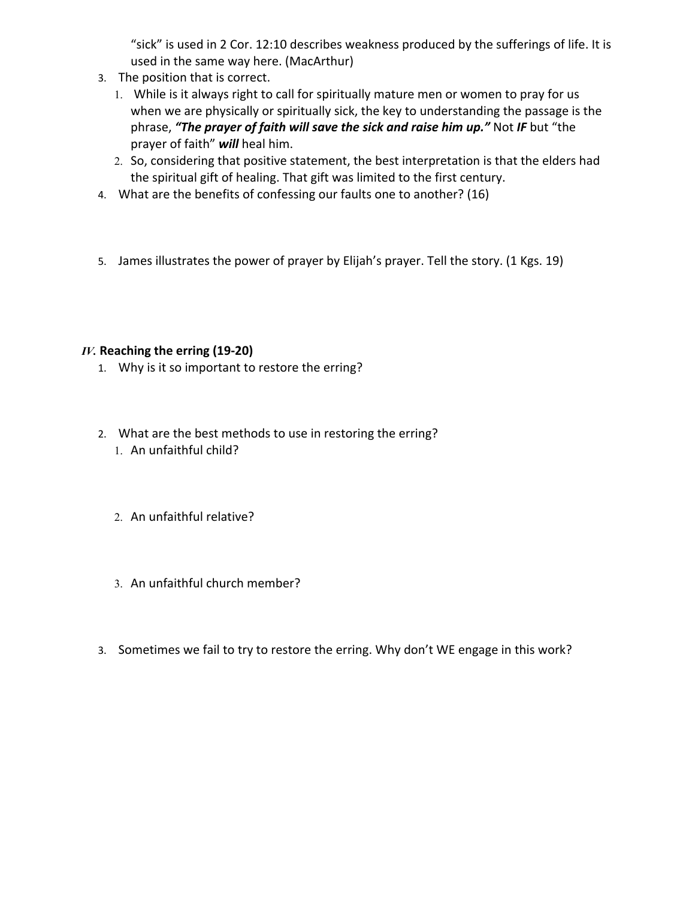"sick" is used in 2 Cor. 12:10 describes weakness produced by the sufferings of life. It is used in the same way here. (MacArthur)

3. The position that is correct.
   1. While is it always right to call for spiritually mature men or women to pray for us when we are physically or spiritually sick, the key to understanding the passage is the phrase, ***"The prayer of faith will save the sick and raise him up."*** Not ***IF*** but "the prayer of faith" ***will*** heal him.
   2. So, considering that positive statement, the best interpretation is that the elders had the spiritual gift of healing. That gift was limited to the first century.
4. What are the benefits of confessing our faults one to another? (16)
5. James illustrates the power of prayer by Elijah's prayer. Tell the story. (1 Kgs. 19)

### *IV.* Reaching the erring (19-20)

1. Why is it so important to restore the erring?
2. What are the best methods to use in restoring the erring?
   1. An unfaithful child?
   2. An unfaithful relative?
   3. An unfaithful church member?
3. Sometimes we fail to try to restore the erring. Why don't WE engage in this work?